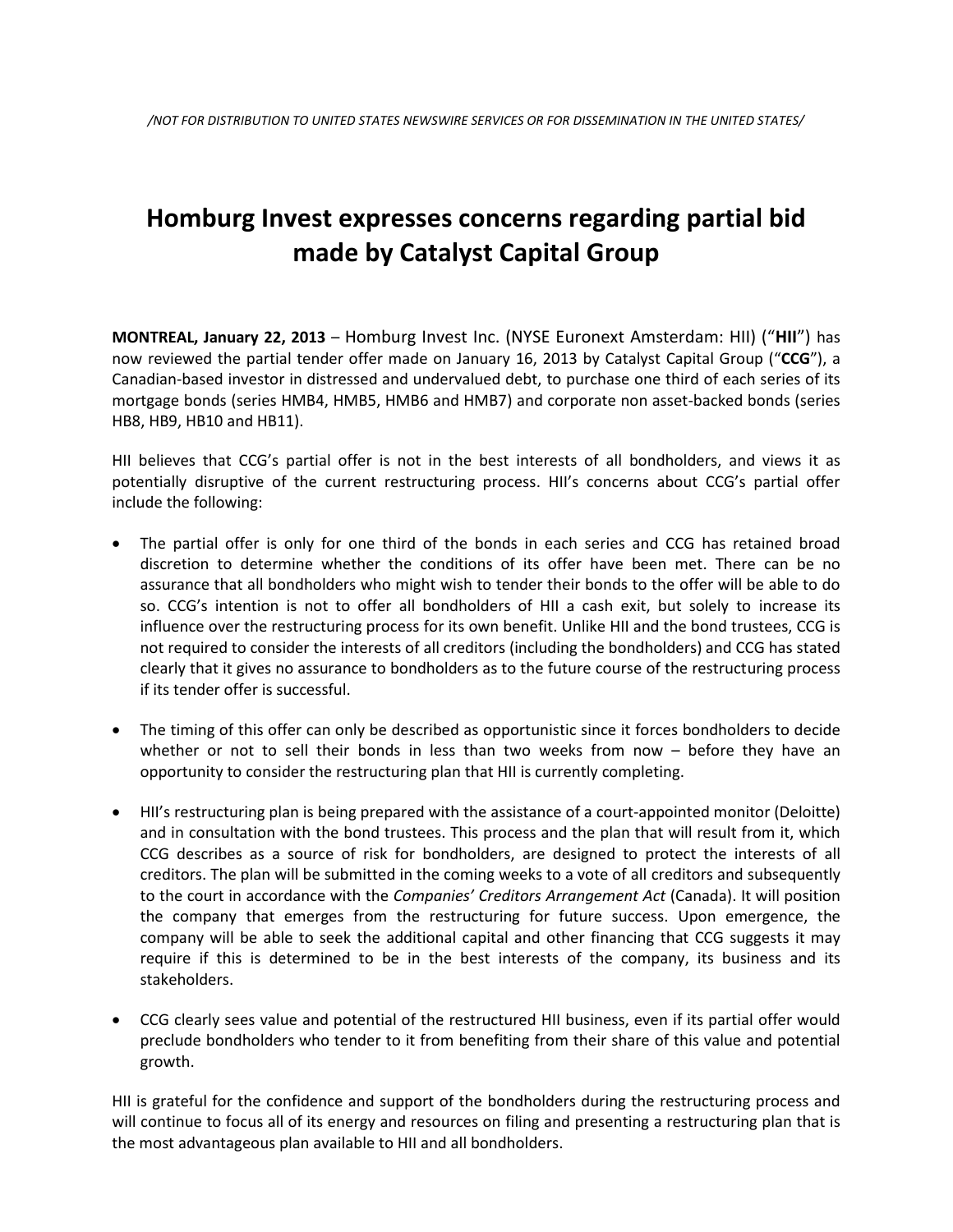*/NOT FOR DISTRIBUTION TO UNITED STATES NEWSWIRE SERVICES OR FOR DISSEMINATION IN THE UNITED STATES/*

# Homburg Invest expresses concerns regarding partial bid made by Catalyst Capital Group

**MONTREAL, January 22, 2013** – Homburg Invest Inc. (NYSE Euronext Amsterdam: HII) ("**HII**") has now reviewed the partial tender offer made on January 16, 2013 by Catalyst Capital Group ("**CCG**"), a Canadian-based investor in distressed and undervalued debt, to purchase one third of each series of its mortgage bonds (series HMB4, HMB5, HMB6 and HMB7) and corporate non asset-backed bonds (series HB8, HB9, HB10 and HB11).

HII believes that CCG's partial offer is not in the best interests of all bondholders, and views it as potentially disruptive of the current restructuring process. HII's concerns about CCG's partial offer include the following:

- The partial offer is only for one third of the bonds in each series and CCG has retained broad discretion to determine whether the conditions of its offer have been met. There can be no assurance that all bondholders who might wish to tender their bonds to the offer will be able to do so. CCG's intention is not to offer all bondholders of HII a cash exit, but solely to increase its influence over the restructuring process for its own benefit. Unlike HII and the bond trustees, CCG is not required to consider the interests of all creditors (including the bondholders) and CCG has stated clearly that it gives no assurance to bondholders as to the future course of the restructuring process if its tender offer is successful.
- The timing of this offer can only be described as opportunistic since it forces bondholders to decide whether or not to sell their bonds in less than two weeks from now – before they have an opportunity to consider the restructuring plan that HII is currently completing.
- HII's restructuring plan is being prepared with the assistance of a court-appointed monitor (Deloitte) and in consultation with the bond trustees. This process and the plan that will result from it, which CCG describes as a source of risk for bondholders, are designed to protect the interests of all creditors. The plan will be submitted in the coming weeks to a vote of all creditors and subsequently to the court in accordance with the *Companies' Creditors Arrangement Act* (Canada). It will position the company that emerges from the restructuring for future success. Upon emergence, the company will be able to seek the additional capital and other financing that CCG suggests it may require if this is determined to be in the best interests of the company, its business and its stakeholders.
- CCG clearly sees value and potential of the restructured HII business, even if its partial offer would preclude bondholders who tender to it from benefiting from their share of this value and potential growth.

HII is grateful for the confidence and support of the bondholders during the restructuring process and will continue to focus all of its energy and resources on filing and presenting a restructuring plan that is the most advantageous plan available to HII and all bondholders.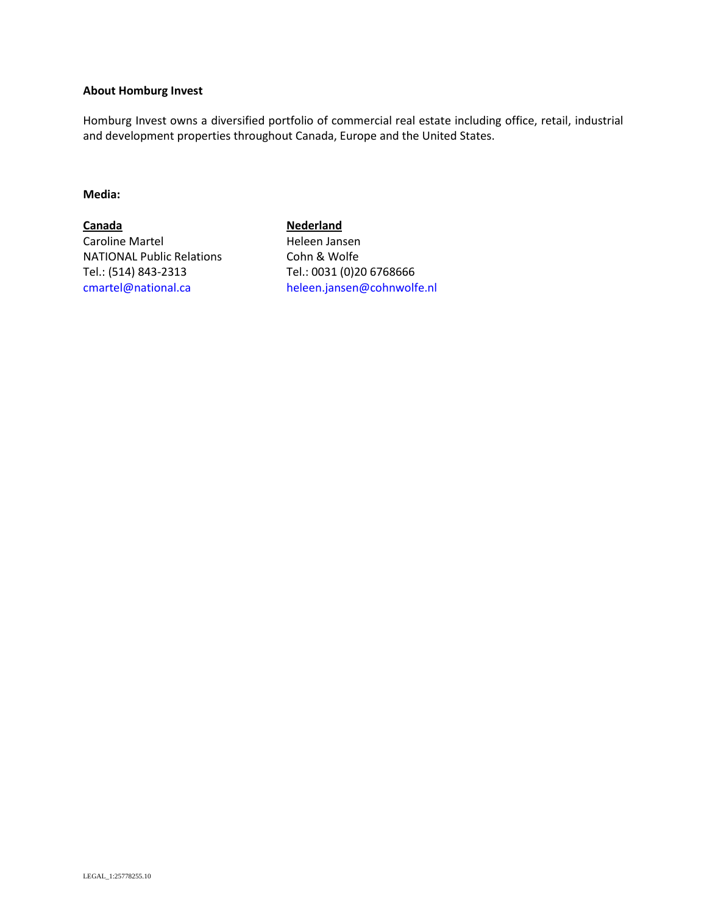**About Homburg Invest**

Homburg Invest owns a diversified portfolio of commercial real estate including office, retail, industrial and development properties throughout Canada, Europe and the United States.

**Media:**

| | |
|---|---|
| **Canada** | **Nederland** |
| Caroline Martel | Heleen Jansen |
| NATIONAL Public Relations | Cohn & Wolfe |
| Tel.: (514) 843-2313 | Tel.: 0031 (0)20 6768666 |
| cmartel@national.ca | heleen.jansen@cohnwolfe.nl |

LEGAL_1:25778255.10